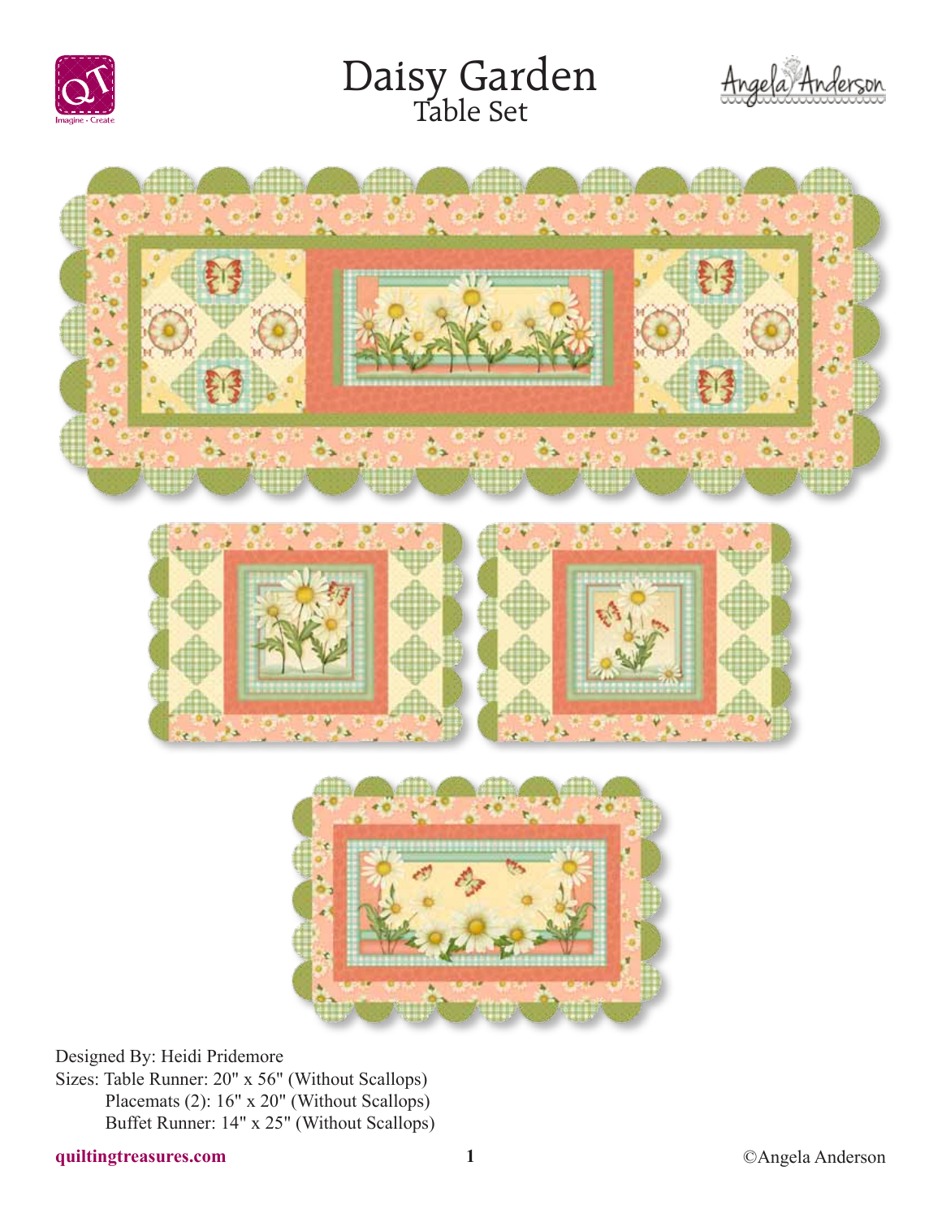# Daisy Garden
## Table Set

Designed By: Heidi Pridemore

Sizes: Table Runner: 20" x 56" (Without Scallops)
Placemats (2): 16" x 20" (Without Scallops)
Buffet Runner: 14" x 25" (Without Scallops)

quiltingtreasures.com

©Angela Anderson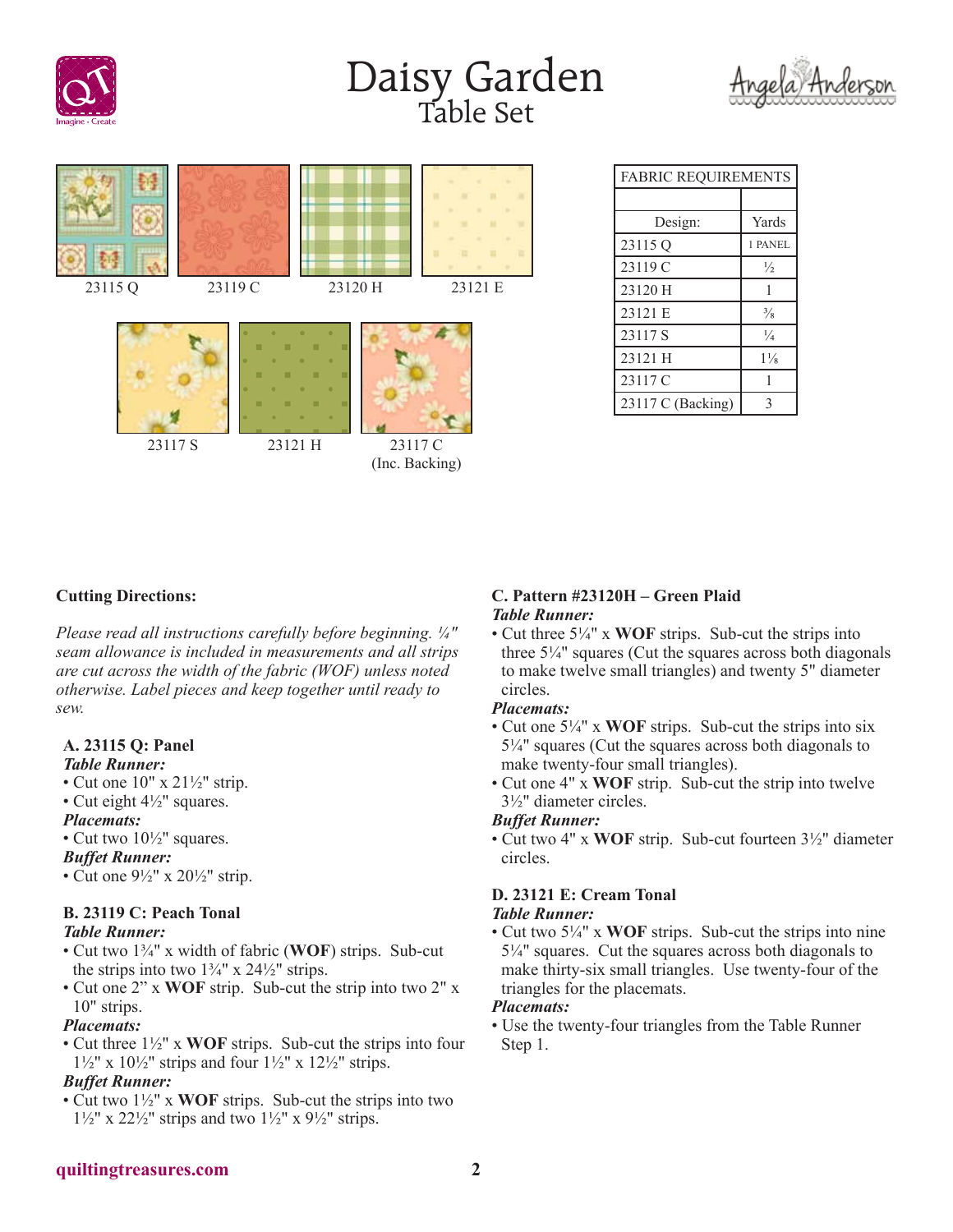# Daisy Garden
## Table Set

23115 Q | 23119 C | 23120 H | 23121 E

23117 S | 23121 H | 23117 C (Inc. Backing)

| FABRIC REQUIREMENTS | |
|---|---|
| | |
| Design: | Yards |
| 23115 Q | 1 PANEL |
| 23119 C | ½ |
| 23120 H | 1 |
| 23121 E | ⅜ |
| 23117 S | ¼ |
| 23121 H | 1⅛ |
| 23117 C | 1 |
| 23117 C (Backing) | 3 |

**Cutting Directions:**

*Please read all instructions carefully before beginning. ¼" seam allowance is included in measurements and all strips are cut across the width of the fabric (WOF) unless noted otherwise. Label pieces and keep together until ready to sew.*

**A. 23115 Q: Panel**

***Table Runner:***
- Cut one 10" x 21½" strip.
- Cut eight 4½" squares.

***Placemats:***
- Cut two 10½" squares.

***Buffet Runner:***
- Cut one 9½" x 20½" strip.

**B. 23119 C: Peach Tonal**

***Table Runner:***
- Cut two 1¾" x width of fabric (**WOF**) strips. Sub-cut the strips into two 1¾" x 24½" strips.
- Cut one 2" x **WOF** strip. Sub-cut the strip into two 2" x 10" strips.

***Placemats:***
- Cut three 1½" x **WOF** strips. Sub-cut the strips into four 1½" x 10½" strips and four 1½" x 12½" strips.

***Buffet Runner:***
- Cut two 1½" x **WOF** strips. Sub-cut the strips into two 1½" x 22½" strips and two 1½" x 9½" strips.

**C. Pattern #23120H – Green Plaid**

***Table Runner:***
- Cut three 5¼" x **WOF** strips. Sub-cut the strips into three 5¼" squares (Cut the squares across both diagonals to make twelve small triangles) and twenty 5" diameter circles.

***Placemats:***
- Cut one 5¼" x **WOF** strips. Sub-cut the strips into six 5¼" squares (Cut the squares across both diagonals to make twenty-four small triangles).
- Cut one 4" x **WOF** strip. Sub-cut the strip into twelve 3½" diameter circles.

***Buffet Runner:***
- Cut two 4" x **WOF** strip. Sub-cut fourteen 3½" diameter circles.

**D. 23121 E: Cream Tonal**

***Table Runner:***
- Cut two 5¼" x **WOF** strips. Sub-cut the strips into nine 5¼" squares. Cut the squares across both diagonals to make thirty-six small triangles. Use twenty-four of the triangles for the placemats.

***Placemats:***
- Use the twenty-four triangles from the Table Runner Step 1.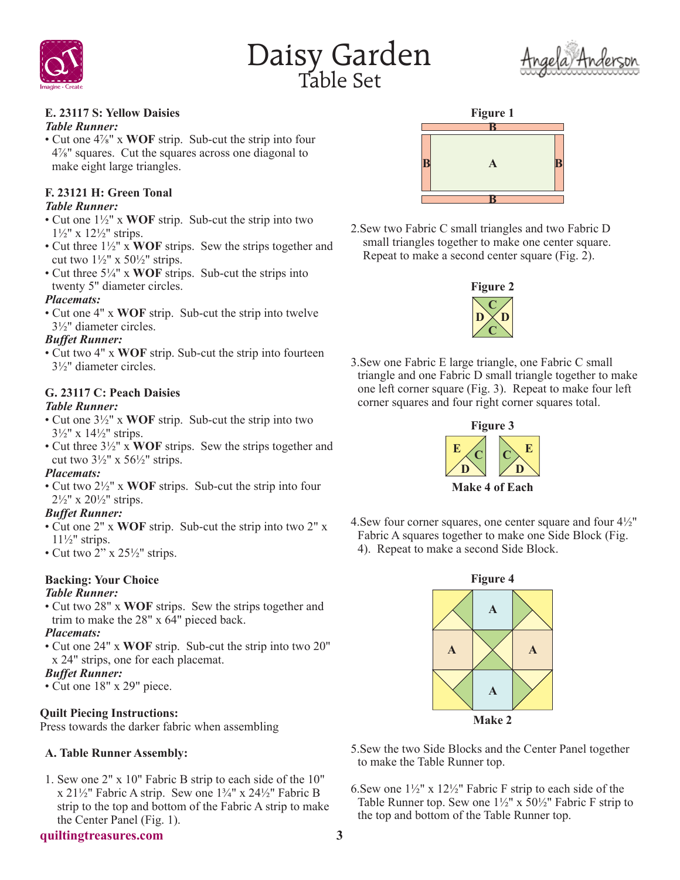# Daisy Garden
## Table Set

### E. 23117 S: Yellow Daisies

***Table Runner:***

- Cut one 4⅞" x **WOF** strip. Sub-cut the strip into four 4⅞" squares. Cut the squares across one diagonal to make eight large triangles.

### F. 23121 H: Green Tonal

***Table Runner:***

- Cut one 1½" x **WOF** strip. Sub-cut the strip into two 1½" x 12½" strips.
- Cut three 1½" x **WOF** strips. Sew the strips together and cut two 1½" x 50½" strips.
- Cut three 5¼" x **WOF** strips. Sub-cut the strips into twenty 5" diameter circles.

***Placemats:***

- Cut one 4" x **WOF** strip. Sub-cut the strip into twelve 3½" diameter circles.

***Buffet Runner:***

- Cut two 4" x **WOF** strip. Sub-cut the strip into fourteen 3½" diameter circles.

### G. 23117 C: Peach Daisies

***Table Runner:***

- Cut one 3½" x **WOF** strip. Sub-cut the strip into two 3½" x 14½" strips.
- Cut three 3½" x **WOF** strips. Sew the strips together and cut two 3½" x 56½" strips.

***Placemats:***

- Cut two 2½" x **WOF** strips. Sub-cut the strip into four 2½" x 20½" strips.

***Buffet Runner:***

- Cut one 2" x **WOF** strip. Sub-cut the strip into two 2" x 11½" strips.
- Cut two 2" x 25½" strips.

### Backing: Your Choice

***Table Runner:***

- Cut two 28" x **WOF** strips. Sew the strips together and trim to make the 28" x 64" pieced back.

***Placemats:***

- Cut one 24" x **WOF** strip. Sub-cut the strip into two 20" x 24" strips, one for each placemat.

***Buffet Runner:***

- Cut one 18" x 29" piece.

### Quilt Piecing Instructions:

Press towards the darker fabric when assembling

### A. Table Runner Assembly:

1. Sew one 2" x 10" Fabric B strip to each side of the 10" x 21½" Fabric A strip. Sew one 1¾" x 24½" Fabric B strip to the top and bottom of the Fabric A strip to make the Center Panel (Fig. 1).

**Figure 1**

2. Sew two Fabric C small triangles and two Fabric D small triangles together to make one center square. Repeat to make a second center square (Fig. 2).

**Figure 2**

3. Sew one Fabric E large triangle, one Fabric C small triangle and one Fabric D small triangle together to make one left corner square (Fig. 3). Repeat to make four left corner squares and four right corner squares total.

**Figure 3**

**Make 4 of Each**

4. Sew four corner squares, one center square and four 4½" Fabric A squares together to make one Side Block (Fig. 4). Repeat to make a second Side Block.

**Figure 4**

**Make 2**

5. Sew the two Side Blocks and the Center Panel together to make the Table Runner top.

6. Sew one 1½" x 12½" Fabric F strip to each side of the Table Runner top. Sew one 1½" x 50½" Fabric F strip to the top and bottom of the Table Runner top.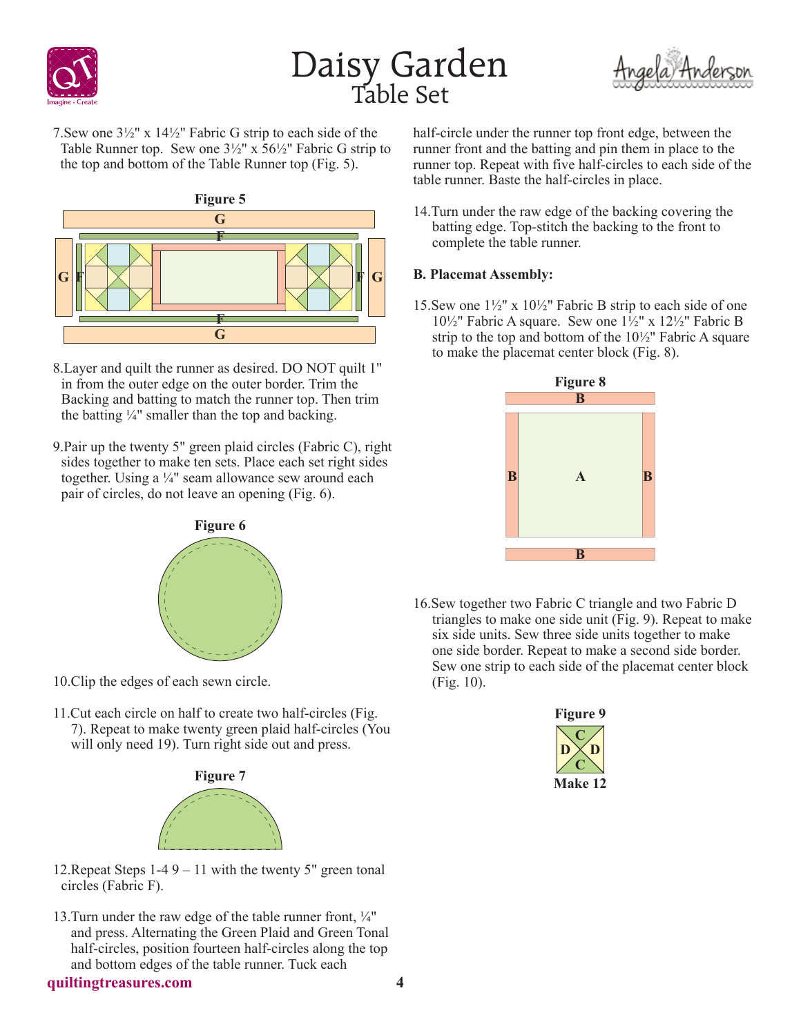7. Sew one 3½" x 14½" Fabric G strip to each side of the Table Runner top. Sew one 3½" x 56½" Fabric G strip to the top and bottom of the Table Runner top (Fig. 5).

**Figure 5**

8. Layer and quilt the runner as desired. DO NOT quilt 1" in from the outer edge on the outer border. Trim the Backing and batting to match the runner top. Then trim the batting ¼" smaller than the top and backing.

9. Pair up the twenty 5" green plaid circles (Fabric C), right sides together to make ten sets. Place each set right sides together. Using a ¼" seam allowance sew around each pair of circles, do not leave an opening (Fig. 6).

**Figure 6**

10. Clip the edges of each sewn circle.

11. Cut each circle on half to create two half-circles (Fig. 7). Repeat to make twenty green plaid half-circles (You will only need 19). Turn right side out and press.

**Figure 7**

12. Repeat Steps 1-4 9 – 11 with the twenty 5" green tonal circles (Fabric F).

13. Turn under the raw edge of the table runner front, ¼" and press. Alternating the Green Plaid and Green Tonal half-circles, position fourteen half-circles along the top and bottom edges of the table runner. Tuck each half-circle under the runner top front edge, between the runner front and the batting and pin them in place to the runner top. Repeat with five half-circles to each side of the table runner. Baste the half-circles in place.

14. Turn under the raw edge of the backing covering the batting edge. Top-stitch the backing to the front to complete the table runner.

**B. Placemat Assembly:**

15. Sew one 1½" x 10½" Fabric B strip to each side of one 10½" Fabric A square. Sew one 1½" x 12½" Fabric B strip to the top and bottom of the 10½" Fabric A square to make the placemat center block (Fig. 8).

**Figure 8**

16. Sew together two Fabric C triangle and two Fabric D triangles to make one side unit (Fig. 9). Repeat to make six side units. Sew three side units together to make one side border. Repeat to make a second side border. Sew one strip to each side of the placemat center block (Fig. 10).

**Figure 9**

Make 12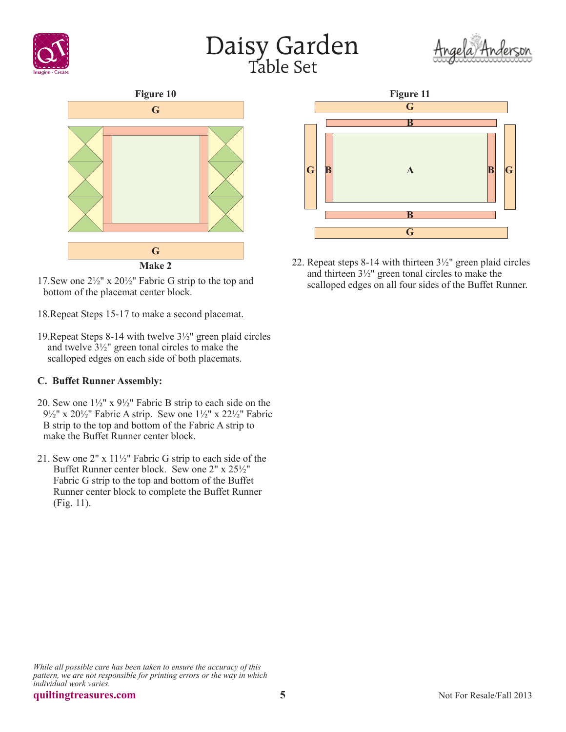Figure 10

G

G

Make 2

17.Sew one 2½" x 20½" Fabric G strip to the top and bottom of the placemat center block.

18.Repeat Steps 15-17 to make a second placemat.

19.Repeat Steps 8-14 with twelve 3½" green plaid circles and twelve 3½" green tonal circles to make the scalloped edges on each side of both placemats.

**C. Buffet Runner Assembly:**

20. Sew one 1½" x 9½" Fabric B strip to each side on the 9½" x 20½" Fabric A strip. Sew one 1½" x 22½" Fabric B strip to the top and bottom of the Fabric A strip to make the Buffet Runner center block.

21. Sew one 2" x 11½" Fabric G strip to each side of the Buffet Runner center block. Sew one 2" x 25½" Fabric G strip to the top and bottom of the Buffet Runner center block to complete the Buffet Runner (Fig. 11).

Figure 11

22. Repeat steps 8-14 with thirteen 3½" green plaid circles and thirteen 3½" green tonal circles to make the scalloped edges on all four sides of the Buffet Runner.

*While all possible care has been taken to ensure the accuracy of this pattern, we are not responsible for printing errors or the way in which individual work varies.*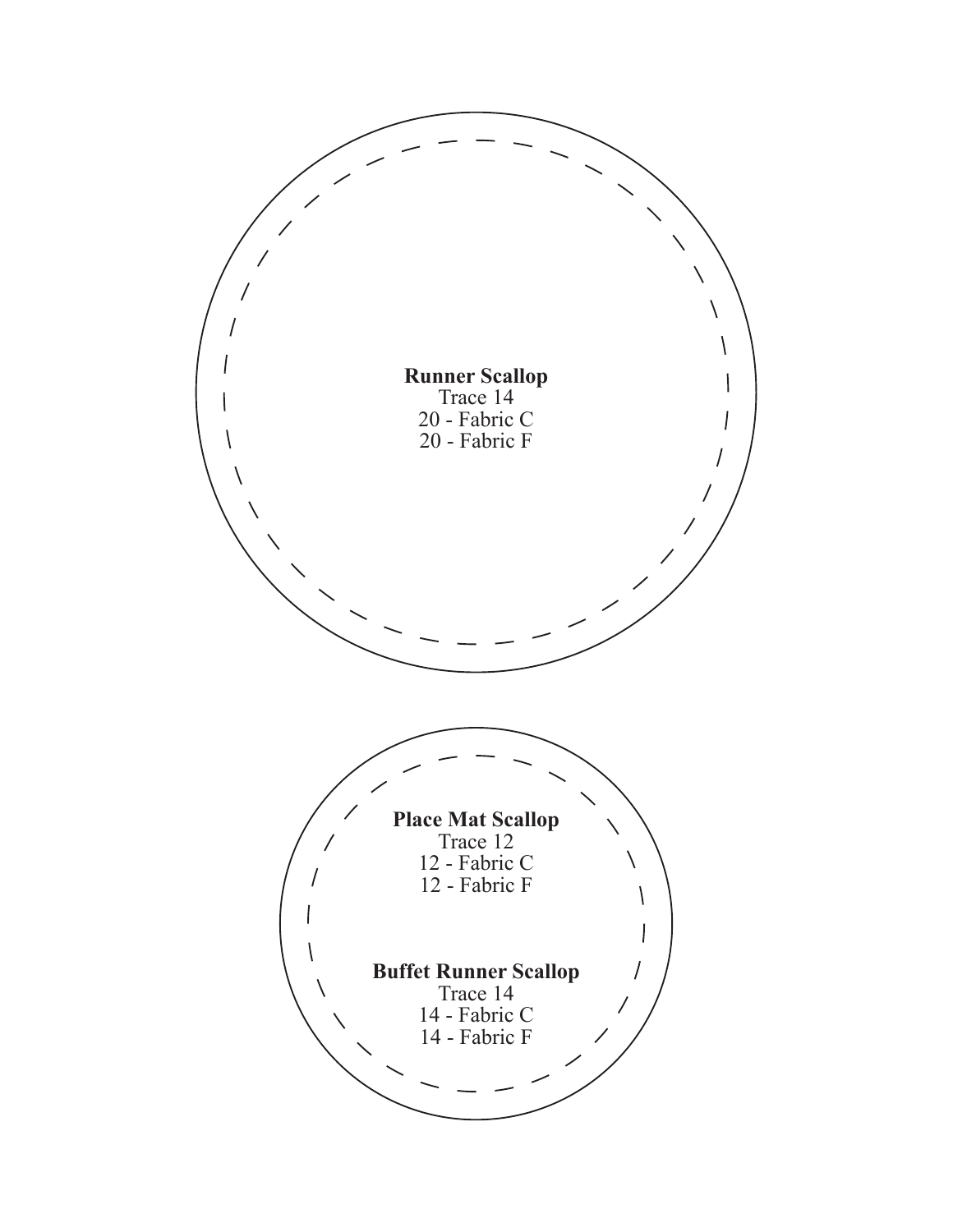**Runner Scallop**
Trace 14
20 - Fabric C
20 - Fabric F

**Place Mat Scallop**
Trace 12
12 - Fabric C
12 - Fabric F

**Buffet Runner Scallop**
Trace 14
14 - Fabric C
14 - Fabric F